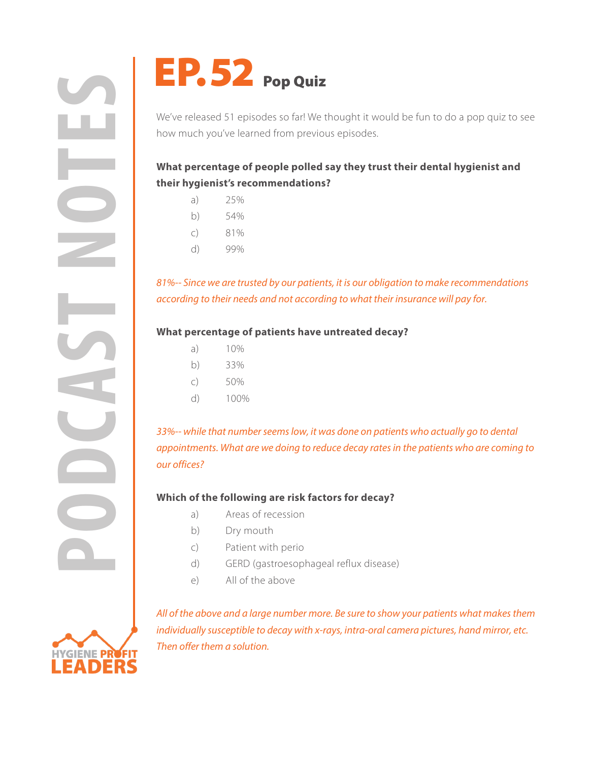# EP.52 Pop Quiz

We've released 51 episodes so far! We thought it would be fun to do a pop quiz to see how much you've learned from previous episodes.

**What percentage of people polled say they trust their dental hygienist and their hygienist's recommendations?**

- a) 25%
- b) 54%
- c) 81%
- d) 99%

*81%-- Since we are trusted by our patients, it is our obligation to make recommendations according to their needs and not according to what their insurance will pay for.*

**What percentage of patients have untreated decay?**

- a) 10%
- b) 33%
- c) 50%
- d) 100%

*33%-- while that number seems low, it was done on patients who actually go to dental appointments. What are we doing to reduce decay rates in the patients who are coming to our offices?*

**Which of the following are risk factors for decay?**

- a) Areas of recession
- b) Dry mouth
- c) Patient with perio
- d) GERD (gastroesophageal reflux disease)
- e) All of the above

*All of the above and a large number more. Be sure to show your patients what makes them individually susceptible to decay with x-rays, intra-oral camera pictures, hand mirror, etc. Then offer them a solution.*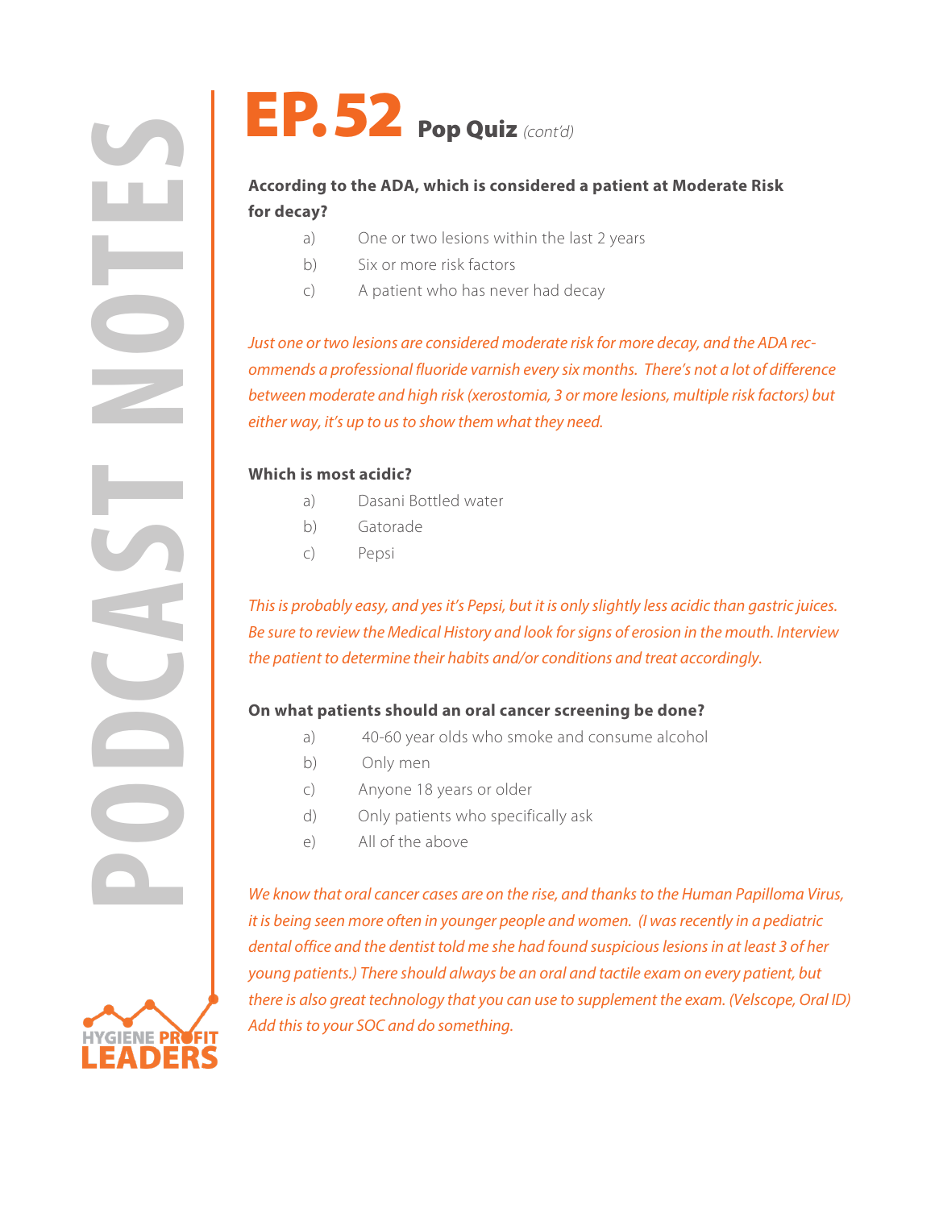# EP.52 Pop Quiz *(cont'd)*

**According to the ADA, which is considered a patient at Moderate Risk for decay?**

a) One or two lesions within the last 2 years
b) Six or more risk factors
c) A patient who has never had decay

*Just one or two lesions are considered moderate risk for more decay, and the ADA recommends a professional fluoride varnish every six months. There's not a lot of difference between moderate and high risk (xerostomia, 3 or more lesions, multiple risk factors) but either way, it's up to us to show them what they need.*

**Which is most acidic?**

a) Dasani Bottled water
b) Gatorade
c) Pepsi

*This is probably easy, and yes it's Pepsi, but it is only slightly less acidic than gastric juices. Be sure to review the Medical History and look for signs of erosion in the mouth. Interview the patient to determine their habits and/or conditions and treat accordingly.*

**On what patients should an oral cancer screening be done?**

a) 40-60 year olds who smoke and consume alcohol
b) Only men
c) Anyone 18 years or older
d) Only patients who specifically ask
e) All of the above

*We know that oral cancer cases are on the rise, and thanks to the Human Papilloma Virus, it is being seen more often in younger people and women. (I was recently in a pediatric dental office and the dentist told me she had found suspicious lesions in at least 3 of her young patients.) There should always be an oral and tactile exam on every patient, but there is also great technology that you can use to supplement the exam. (Velscope, Oral ID) Add this to your SOC and do something.*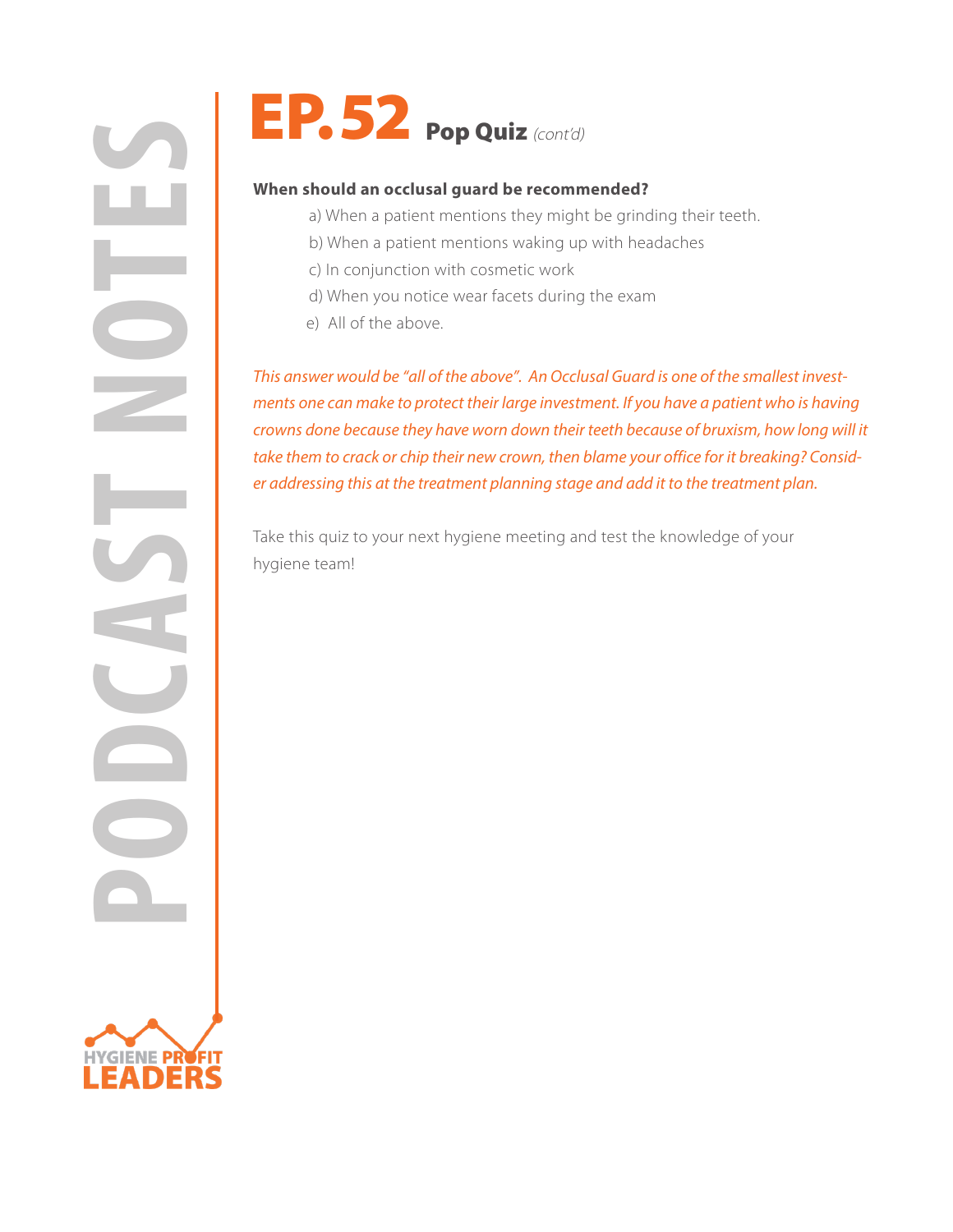# EP.52 Pop Quiz *(cont'd)*

**When should an occlusal guard be recommended?**

a) When a patient mentions they might be grinding their teeth.

b) When a patient mentions waking up with headaches

c) In conjunction with cosmetic work

d) When you notice wear facets during the exam

e) All of the above.

*This answer would be "all of the above". An Occlusal Guard is one of the smallest investments one can make to protect their large investment. If you have a patient who is having crowns done because they have worn down their teeth because of bruxism, how long will it take them to crack or chip their new crown, then blame your office for it breaking? Consider addressing this at the treatment planning stage and add it to the treatment plan.*

Take this quiz to your next hygiene meeting and test the knowledge of your hygiene team!